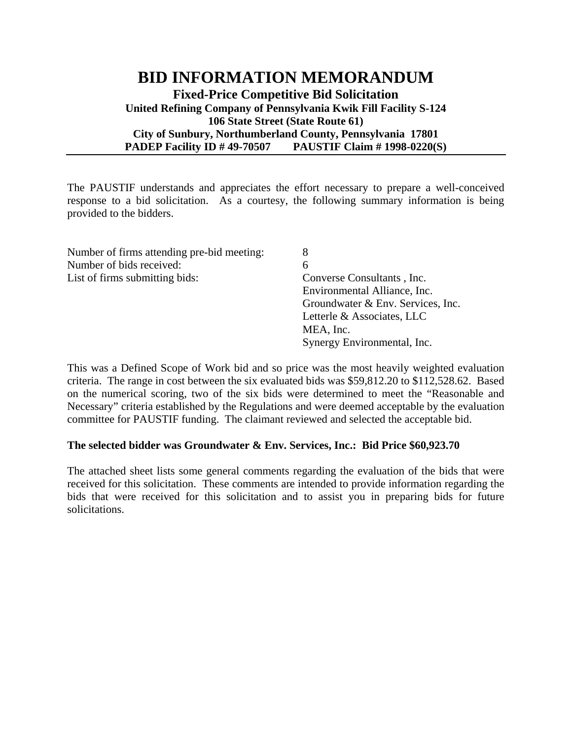# BID INFORMATION MEMORANDUM

**Fixed-Price Competitive Bid Solicitation**
**United Refining Company of Pennsylvania Kwik Fill Facility S-124**
**106 State Street (State Route 61)**
**City of Sunbury, Northumberland County, Pennsylvania 17801**
**PADEP Facility ID # 49-70507 PAUSTIF Claim # 1998-0220(S)**

---

The PAUSTIF understands and appreciates the effort necessary to prepare a well-conceived response to a bid solicitation. As a courtesy, the following summary information is being provided to the bidders.

| | |
|---|---|
| Number of firms attending pre-bid meeting: | 8 |
| Number of bids received: | 6 |
| List of firms submitting bids: | Converse Consultants , Inc.<br>Environmental Alliance, Inc.<br>Groundwater & Env. Services, Inc.<br>Letterle & Associates, LLC<br>MEA, Inc.<br>Synergy Environmental, Inc. |

This was a Defined Scope of Work bid and so price was the most heavily weighted evaluation criteria. The range in cost between the six evaluated bids was $59,812.20 to $112,528.62. Based on the numerical scoring, two of the six bids were determined to meet the "Reasonable and Necessary" criteria established by the Regulations and were deemed acceptable by the evaluation committee for PAUSTIF funding. The claimant reviewed and selected the acceptable bid.

**The selected bidder was Groundwater & Env. Services, Inc.: Bid Price $60,923.70**

The attached sheet lists some general comments regarding the evaluation of the bids that were received for this solicitation. These comments are intended to provide information regarding the bids that were received for this solicitation and to assist you in preparing bids for future solicitations.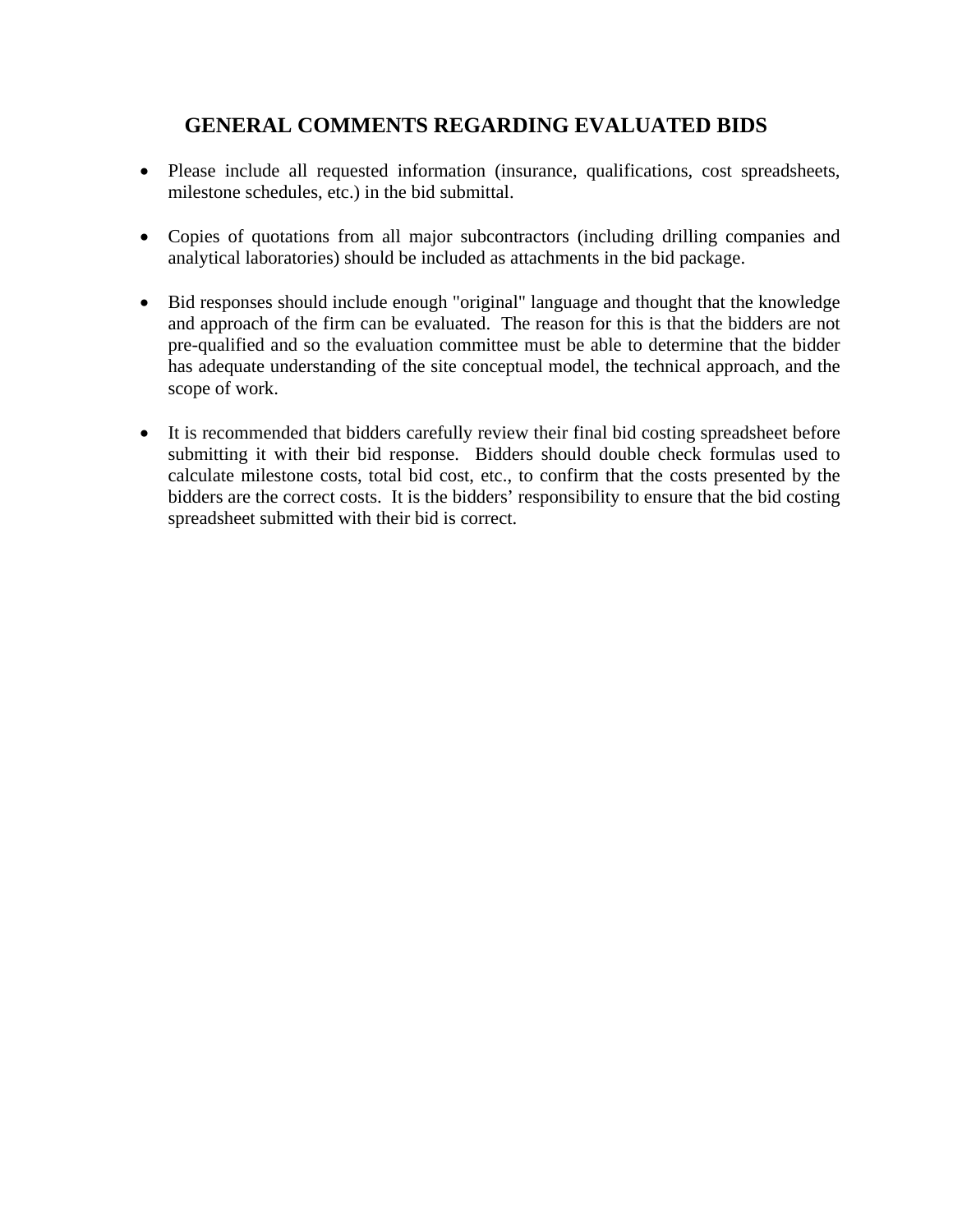# GENERAL COMMENTS REGARDING EVALUATED BIDS

- Please include all requested information (insurance, qualifications, cost spreadsheets, milestone schedules, etc.) in the bid submittal.

- Copies of quotations from all major subcontractors (including drilling companies and analytical laboratories) should be included as attachments in the bid package.

- Bid responses should include enough "original" language and thought that the knowledge and approach of the firm can be evaluated. The reason for this is that the bidders are not pre-qualified and so the evaluation committee must be able to determine that the bidder has adequate understanding of the site conceptual model, the technical approach, and the scope of work.

- It is recommended that bidders carefully review their final bid costing spreadsheet before submitting it with their bid response. Bidders should double check formulas used to calculate milestone costs, total bid cost, etc., to confirm that the costs presented by the bidders are the correct costs. It is the bidders' responsibility to ensure that the bid costing spreadsheet submitted with their bid is correct.